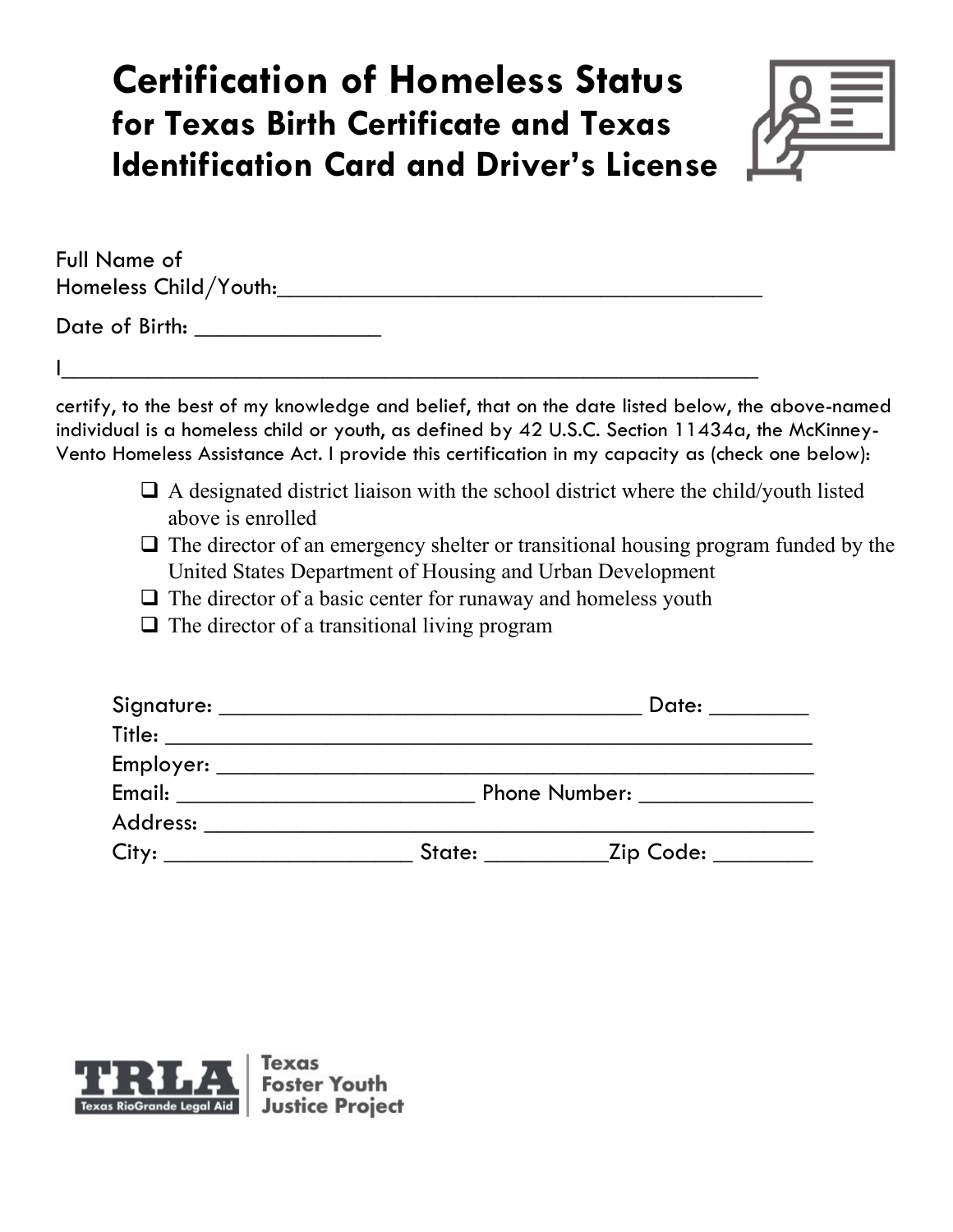# Certification of Homeless Status
## for Texas Birth Certificate and Texas Identification Card and Driver's License

Full Name of Homeless Child/Youth:________________________________________

Date of Birth: _______________

I_____________________________________________________________

certify, to the best of my knowledge and belief, that on the date listed below, the above-named individual is a homeless child or youth, as defined by 42 U.S.C. Section 11434a, the McKinney-Vento Homeless Assistance Act. I provide this certification in my capacity as (check one below):

- ☐ A designated district liaison with the school district where the child/youth listed above is enrolled
- ☐ The director of an emergency shelter or transitional housing program funded by the United States Department of Housing and Urban Development
- ☐ The director of a basic center for runaway and homeless youth
- ☐ The director of a transitional living program

Signature: ____________________________________ Date: ________

Title: ______________________________________________________

Employer: ___________________________________________________

Email: __________________________ Phone Number: ______________

Address: ____________________________________________________

City: _____________________ State: __________Zip Code: ________

TRLA Texas RioGrande Legal Aid | Texas Foster Youth Justice Project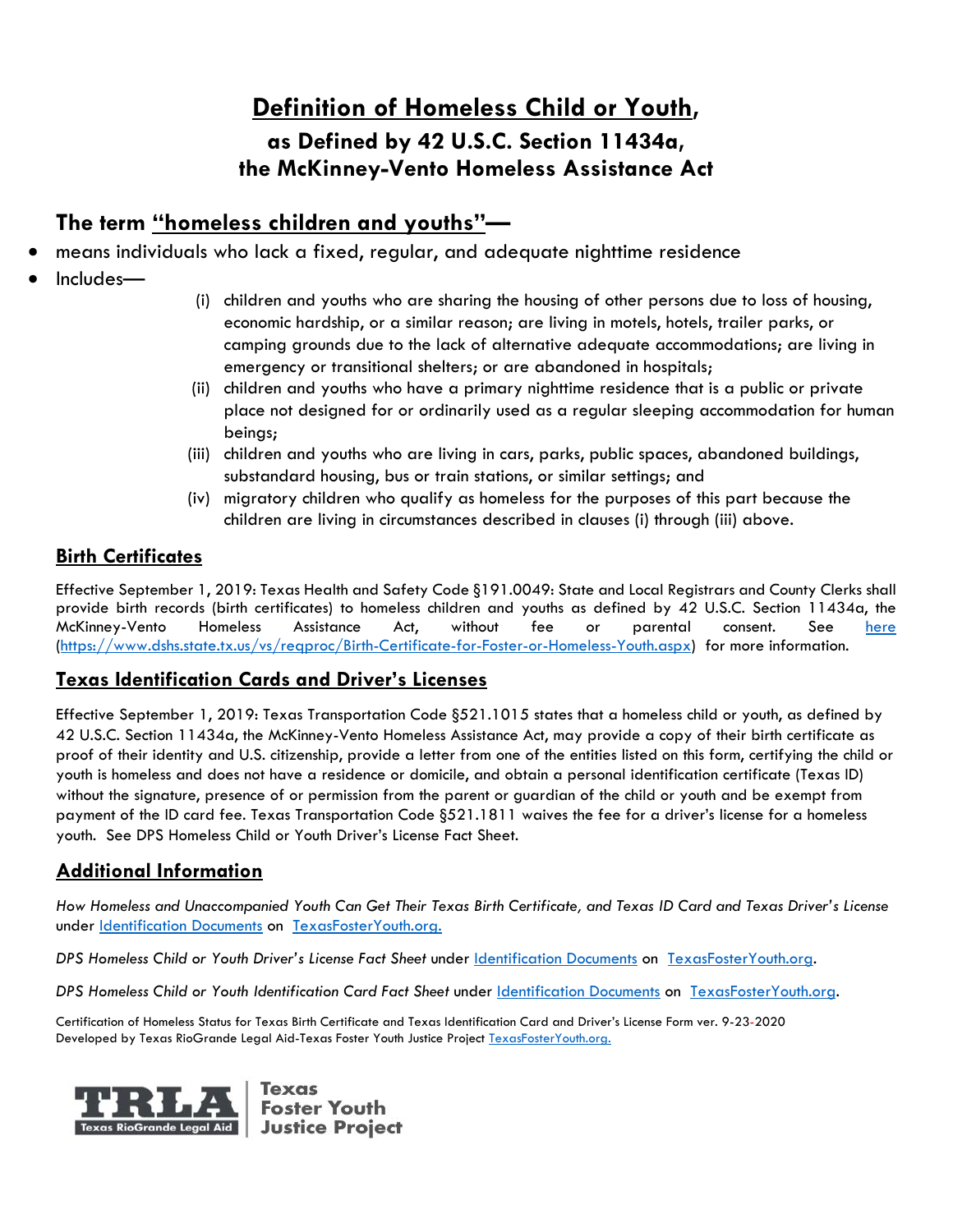# Definition of Homeless Child or Youth,

## as Defined by 42 U.S.C. Section 11434a, the McKinney-Vento Homeless Assistance Act

### The term "homeless children and youths"—

- means individuals who lack a fixed, regular, and adequate nighttime residence
- Includes—
  - (i) children and youths who are sharing the housing of other persons due to loss of housing, economic hardship, or a similar reason; are living in motels, hotels, trailer parks, or camping grounds due to the lack of alternative adequate accommodations; are living in emergency or transitional shelters; or are abandoned in hospitals;
  - (ii) children and youths who have a primary nighttime residence that is a public or private place not designed for or ordinarily used as a regular sleeping accommodation for human beings;
  - (iii) children and youths who are living in cars, parks, public spaces, abandoned buildings, substandard housing, bus or train stations, or similar settings; and
  - (iv) migratory children who qualify as homeless for the purposes of this part because the children are living in circumstances described in clauses (i) through (iii) above.

### Birth Certificates

Effective September 1, 2019: Texas Health and Safety Code §191.0049: State and Local Registrars and County Clerks shall provide birth records (birth certificates) to homeless children and youths as defined by 42 U.S.C. Section 11434a, the McKinney-Vento Homeless Assistance Act, without fee or parental consent. See here (https://www.dshs.state.tx.us/vs/reqproc/Birth-Certificate-for-Foster-or-Homeless-Youth.aspx) for more information.

### Texas Identification Cards and Driver's Licenses

Effective September 1, 2019: Texas Transportation Code §521.1015 states that a homeless child or youth, as defined by 42 U.S.C. Section 11434a, the McKinney-Vento Homeless Assistance Act, may provide a copy of their birth certificate as proof of their identity and U.S. citizenship, provide a letter from one of the entities listed on this form, certifying the child or youth is homeless and does not have a residence or domicile, and obtain a personal identification certificate (Texas ID) without the signature, presence of or permission from the parent or guardian of the child or youth and be exempt from payment of the ID card fee. Texas Transportation Code §521.1811 waives the fee for a driver's license for a homeless youth. See DPS Homeless Child or Youth Driver's License Fact Sheet.

### Additional Information

*How Homeless and Unaccompanied Youth Can Get Their Texas Birth Certificate, and Texas ID Card and Texas Driver's License* under Identification Documents on TexasFosterYouth.org.

*DPS Homeless Child or Youth Driver's License Fact Sheet* under Identification Documents on TexasFosterYouth.org.

*DPS Homeless Child or Youth Identification Card Fact Sheet* under Identification Documents on TexasFosterYouth.org.

Certification of Homeless Status for Texas Birth Certificate and Texas Identification Card and Driver's License Form ver. 9-23-2020
Developed by Texas RioGrande Legal Aid-Texas Foster Youth Justice Project TexasFosterYouth.org.

TRLA Texas RioGrande Legal Aid | Texas Foster Youth Justice Project